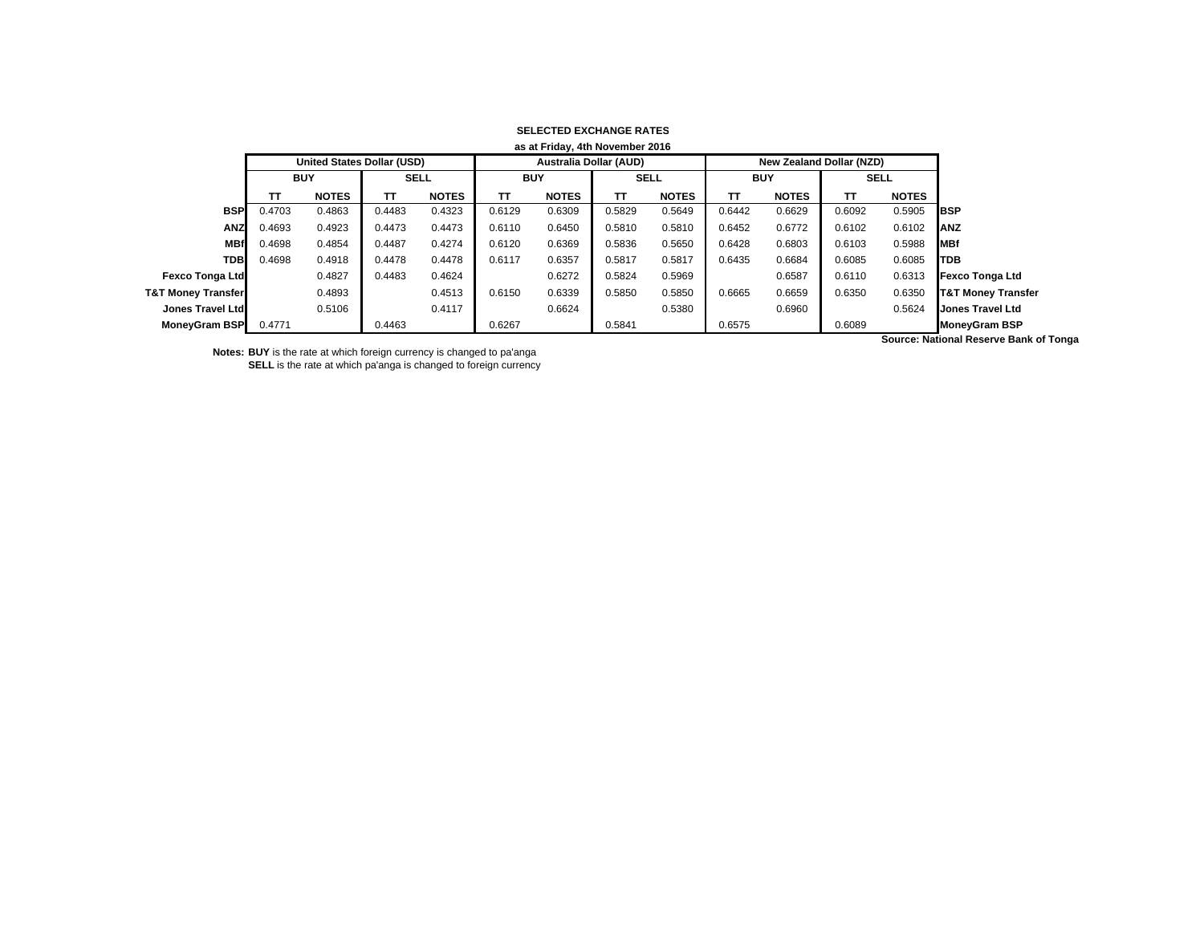**SELECTED EXCHANGE RATES**

**as at Friday, 4th November 2016**

| | United States Dollar (USD) | | | | Australia Dollar (AUD) | | | | New Zealand Dollar (NZD) | | | | |
|---|---|---|---|---|---|---|---|---|---|---|---|---|---|
| | BUY | | SELL | | BUY | | SELL | | BUY | | SELL | | |
| | TT | NOTES | TT | NOTES | TT | NOTES | TT | NOTES | TT | NOTES | TT | NOTES | |
| **BSP** | 0.4703 | 0.4863 | 0.4483 | 0.4323 | 0.6129 | 0.6309 | 0.5829 | 0.5649 | 0.6442 | 0.6629 | 0.6092 | 0.5905 | **BSP** |
| **ANZ** | 0.4693 | 0.4923 | 0.4473 | 0.4473 | 0.6110 | 0.6450 | 0.5810 | 0.5810 | 0.6452 | 0.6772 | 0.6102 | 0.6102 | **ANZ** |
| **MBf** | 0.4698 | 0.4854 | 0.4487 | 0.4274 | 0.6120 | 0.6369 | 0.5836 | 0.5650 | 0.6428 | 0.6803 | 0.6103 | 0.5988 | **MBf** |
| **TDB** | 0.4698 | 0.4918 | 0.4478 | 0.4478 | 0.6117 | 0.6357 | 0.5817 | 0.5817 | 0.6435 | 0.6684 | 0.6085 | 0.6085 | **TDB** |
| **Fexco Tonga Ltd** | | 0.4827 | 0.4483 | 0.4624 | | 0.6272 | 0.5824 | 0.5969 | | 0.6587 | 0.6110 | 0.6313 | **Fexco Tonga Ltd** |
| **T&T Money Transfer** | | 0.4893 | | 0.4513 | 0.6150 | 0.6339 | 0.5850 | 0.5850 | 0.6665 | 0.6659 | 0.6350 | 0.6350 | **T&T Money Transfer** |
| **Jones Travel Ltd** | | 0.5106 | | 0.4117 | | 0.6624 | | 0.5380 | | 0.6960 | | 0.5624 | **Jones Travel Ltd** |
| **MoneyGram BSP** | 0.4771 | | 0.4463 | | 0.6267 | | 0.5841 | | 0.6575 | | 0.6089 | | **MoneyGram BSP** |

**Source: National Reserve Bank of Tonga**

**Notes:** **BUY** is the rate at which foreign currency is changed to pa'anga
**SELL** is the rate at which pa'anga is changed to foreign currency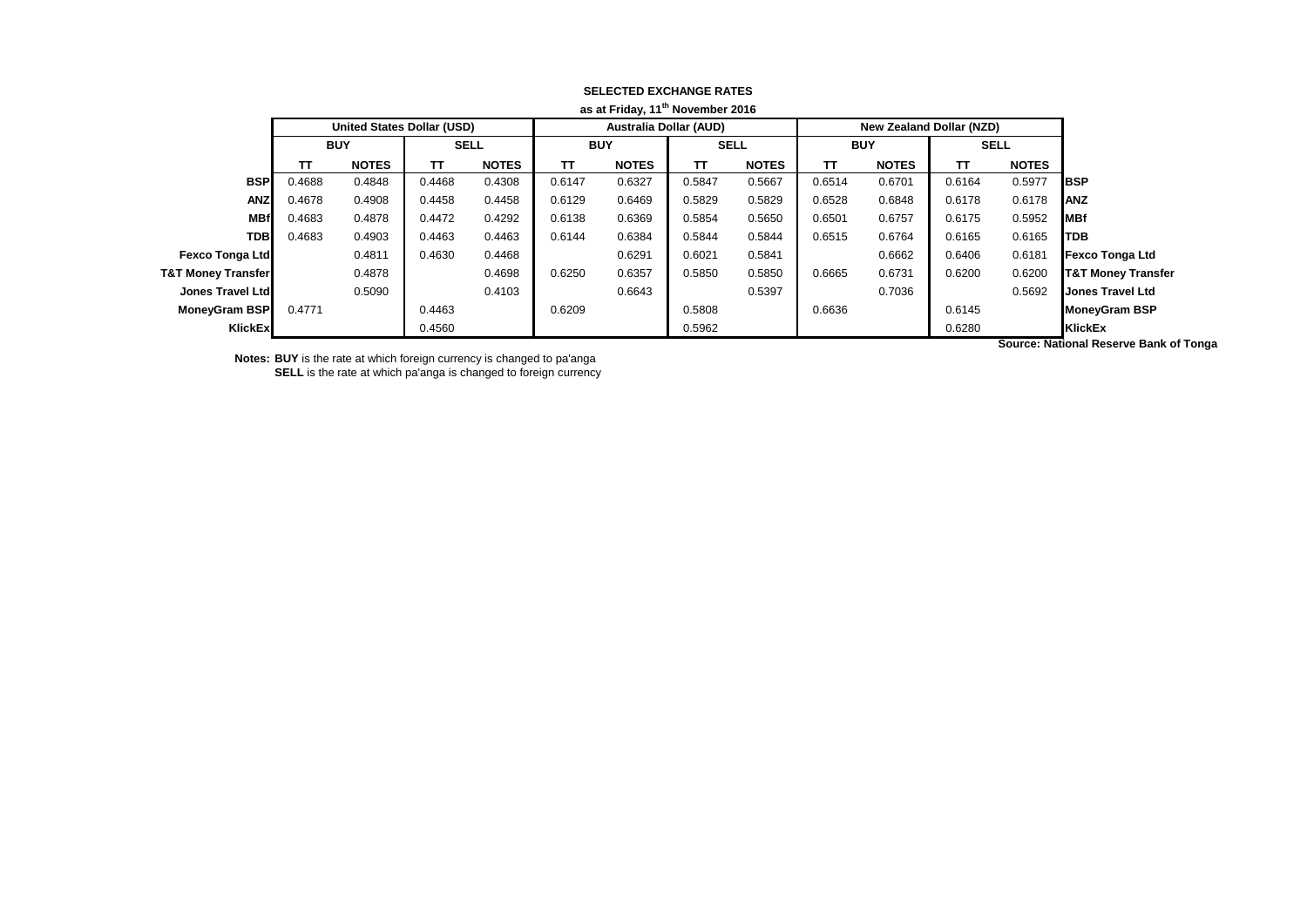**SELECTED EXCHANGE RATES**

**as at Friday, 11th November 2016**

| | United States Dollar (USD) | | | | Australia Dollar (AUD) | | | | New Zealand Dollar (NZD) | | | | |
|---|---|---|---|---|---|---|---|---|---|---|---|---|---|
| | BUY | | SELL | | BUY | | SELL | | BUY | | SELL | | |
| | TT | NOTES | TT | NOTES | TT | NOTES | TT | NOTES | TT | NOTES | TT | NOTES | |
| **BSP** | 0.4688 | 0.4848 | 0.4468 | 0.4308 | 0.6147 | 0.6327 | 0.5847 | 0.5667 | 0.6514 | 0.6701 | 0.6164 | 0.5977 | **BSP** |
| **ANZ** | 0.4678 | 0.4908 | 0.4458 | 0.4458 | 0.6129 | 0.6469 | 0.5829 | 0.5829 | 0.6528 | 0.6848 | 0.6178 | 0.6178 | **ANZ** |
| **MBf** | 0.4683 | 0.4878 | 0.4472 | 0.4292 | 0.6138 | 0.6369 | 0.5854 | 0.5650 | 0.6501 | 0.6757 | 0.6175 | 0.5952 | **MBf** |
| **TDB** | 0.4683 | 0.4903 | 0.4463 | 0.4463 | 0.6144 | 0.6384 | 0.5844 | 0.5844 | 0.6515 | 0.6764 | 0.6165 | 0.6165 | **TDB** |
| **Fexco Tonga Ltd** | | 0.4811 | 0.4630 | 0.4468 | | 0.6291 | 0.6021 | 0.5841 | | 0.6662 | 0.6406 | 0.6181 | **Fexco Tonga Ltd** |
| **T&T Money Transfer** | | 0.4878 | | 0.4698 | 0.6250 | 0.6357 | 0.5850 | 0.5850 | 0.6665 | 0.6731 | 0.6200 | 0.6200 | **T&T Money Transfer** |
| **Jones Travel Ltd** | | 0.5090 | | 0.4103 | | 0.6643 | | 0.5397 | | 0.7036 | | 0.5692 | **Jones Travel Ltd** |
| **MoneyGram BSP** | 0.4771 | | 0.4463 | | 0.6209 | | 0.5808 | | 0.6636 | | 0.6145 | | **MoneyGram BSP** |
| **KlickEx** | | | 0.4560 | | | | 0.5962 | | | | 0.6280 | | **KlickEx** |

**Source: National Reserve Bank of Tonga**

**Notes:** **BUY** is the rate at which foreign currency is changed to pa'anga
**SELL** is the rate at which pa'anga is changed to foreign currency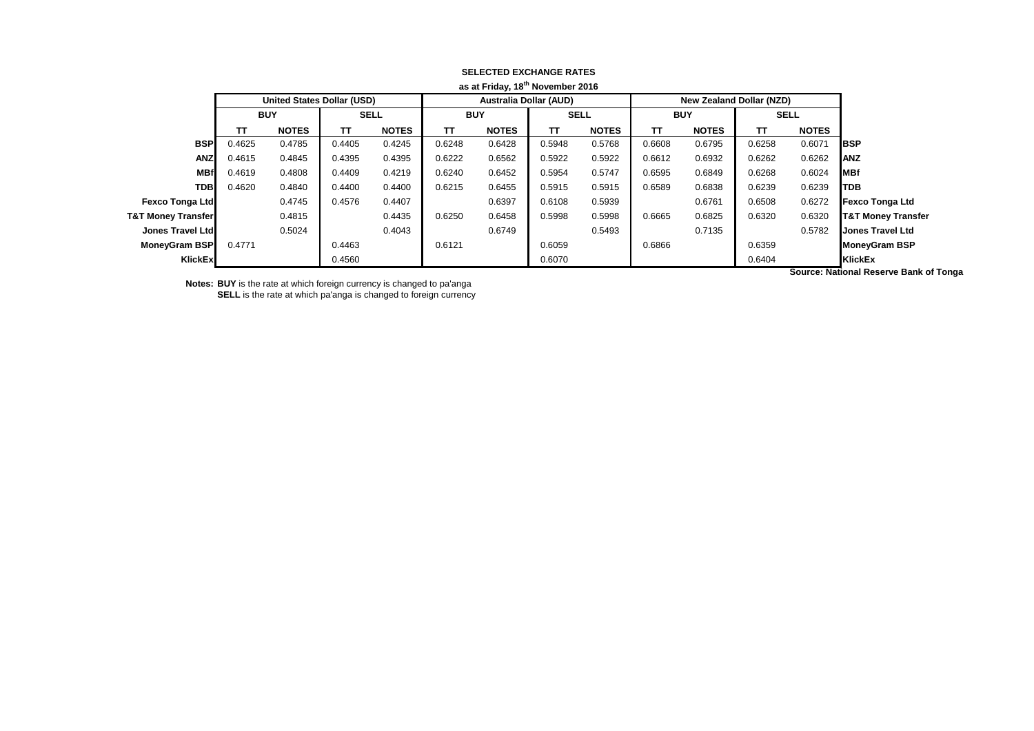**SELECTED EXCHANGE RATES**

**as at Friday, 18th November 2016**

| | United States Dollar (USD) | | | | Australia Dollar (AUD) | | | | New Zealand Dollar (NZD) | | | | |
|---|---|---|---|---|---|---|---|---|---|---|---|---|---|
| | BUY | | SELL | | BUY | | SELL | | BUY | | SELL | | |
| | TT | NOTES | TT | NOTES | TT | NOTES | TT | NOTES | TT | NOTES | TT | NOTES | |
| **BSP** | 0.4625 | 0.4785 | 0.4405 | 0.4245 | 0.6248 | 0.6428 | 0.5948 | 0.5768 | 0.6608 | 0.6795 | 0.6258 | 0.6071 | **BSP** |
| **ANZ** | 0.4615 | 0.4845 | 0.4395 | 0.4395 | 0.6222 | 0.6562 | 0.5922 | 0.5922 | 0.6612 | 0.6932 | 0.6262 | 0.6262 | **ANZ** |
| **MBf** | 0.4619 | 0.4808 | 0.4409 | 0.4219 | 0.6240 | 0.6452 | 0.5954 | 0.5747 | 0.6595 | 0.6849 | 0.6268 | 0.6024 | **MBf** |
| **TDB** | 0.4620 | 0.4840 | 0.4400 | 0.4400 | 0.6215 | 0.6455 | 0.5915 | 0.5915 | 0.6589 | 0.6838 | 0.6239 | 0.6239 | **TDB** |
| **Fexco Tonga Ltd** | | 0.4745 | 0.4576 | 0.4407 | | 0.6397 | 0.6108 | 0.5939 | | 0.6761 | 0.6508 | 0.6272 | **Fexco Tonga Ltd** |
| **T&T Money Transfer** | | 0.4815 | | 0.4435 | 0.6250 | 0.6458 | 0.5998 | 0.5998 | 0.6665 | 0.6825 | 0.6320 | 0.6320 | **T&T Money Transfer** |
| **Jones Travel Ltd** | | 0.5024 | | 0.4043 | | 0.6749 | | 0.5493 | | 0.7135 | | 0.5782 | **Jones Travel Ltd** |
| **MoneyGram BSP** | 0.4771 | | 0.4463 | | 0.6121 | | 0.6059 | | 0.6866 | | 0.6359 | | **MoneyGram BSP** |
| **KlickEx** | | | 0.4560 | | | | 0.6070 | | | | 0.6404 | | **KlickEx** |

**Source: National Reserve Bank of Tonga**

**Notes:** **BUY** is the rate at which foreign currency is changed to pa'anga
**SELL** is the rate at which pa'anga is changed to foreign currency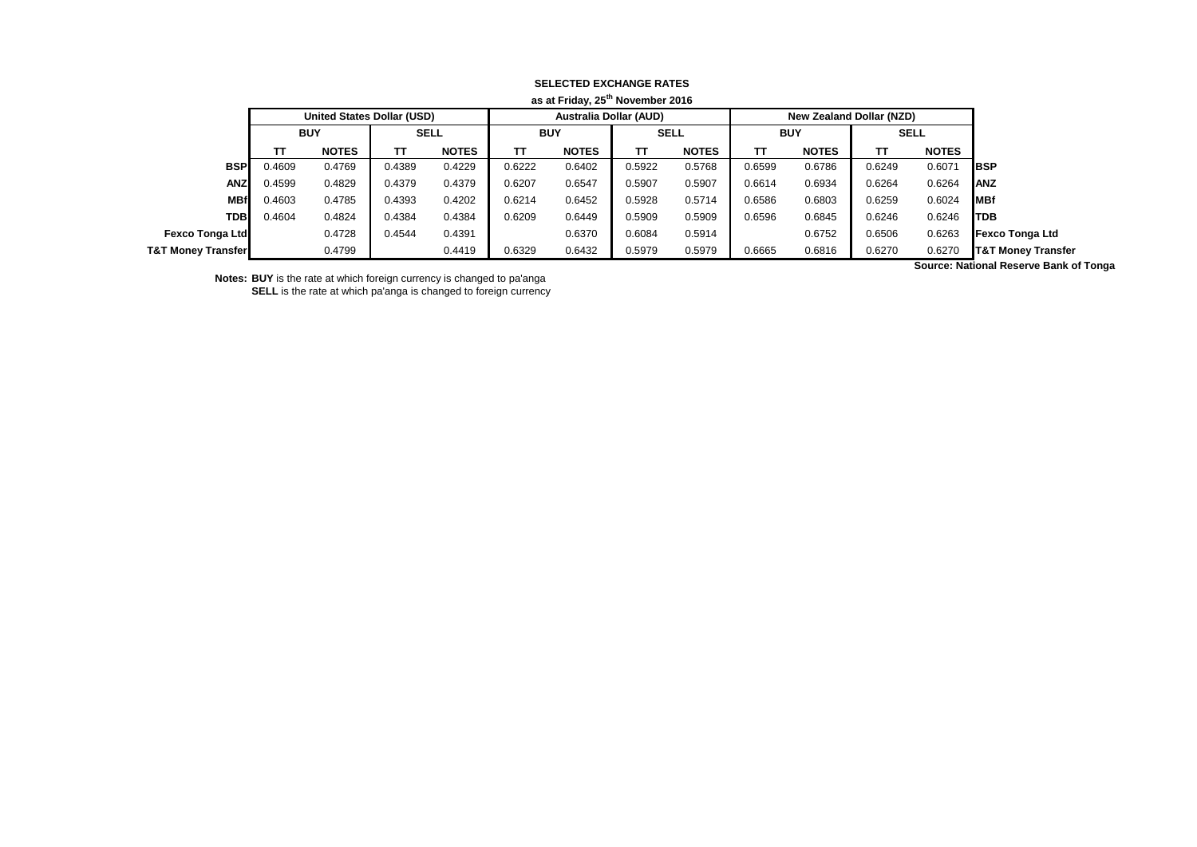**SELECTED EXCHANGE RATES**

**as at Friday, 25th November 2016**

| | United States Dollar (USD) | | | | Australia Dollar (AUD) | | | | New Zealand Dollar (NZD) | | | | |
|---|---|---|---|---|---|---|---|---|---|---|---|---|---|
| | BUY | | SELL | | BUY | | SELL | | BUY | | SELL | | |
| | TT | NOTES | TT | NOTES | TT | NOTES | TT | NOTES | TT | NOTES | TT | NOTES | |
| **BSP** | 0.4609 | 0.4769 | 0.4389 | 0.4229 | 0.6222 | 0.6402 | 0.5922 | 0.5768 | 0.6599 | 0.6786 | 0.6249 | 0.6071 | **BSP** |
| **ANZ** | 0.4599 | 0.4829 | 0.4379 | 0.4379 | 0.6207 | 0.6547 | 0.5907 | 0.5907 | 0.6614 | 0.6934 | 0.6264 | 0.6264 | **ANZ** |
| **MBf** | 0.4603 | 0.4785 | 0.4393 | 0.4202 | 0.6214 | 0.6452 | 0.5928 | 0.5714 | 0.6586 | 0.6803 | 0.6259 | 0.6024 | **MBf** |
| **TDB** | 0.4604 | 0.4824 | 0.4384 | 0.4384 | 0.6209 | 0.6449 | 0.5909 | 0.5909 | 0.6596 | 0.6845 | 0.6246 | 0.6246 | **TDB** |
| **Fexco Tonga Ltd** | | 0.4728 | 0.4544 | 0.4391 | | 0.6370 | 0.6084 | 0.5914 | | 0.6752 | 0.6506 | 0.6263 | **Fexco Tonga Ltd** |
| **T&T Money Transfer** | | 0.4799 | | 0.4419 | 0.6329 | 0.6432 | 0.5979 | 0.5979 | 0.6665 | 0.6816 | 0.6270 | 0.6270 | **T&T Money Transfer** |

**Source: National Reserve Bank of Tonga**

**Notes:** **BUY** is the rate at which foreign currency is changed to pa'anga
**SELL** is the rate at which pa'anga is changed to foreign currency